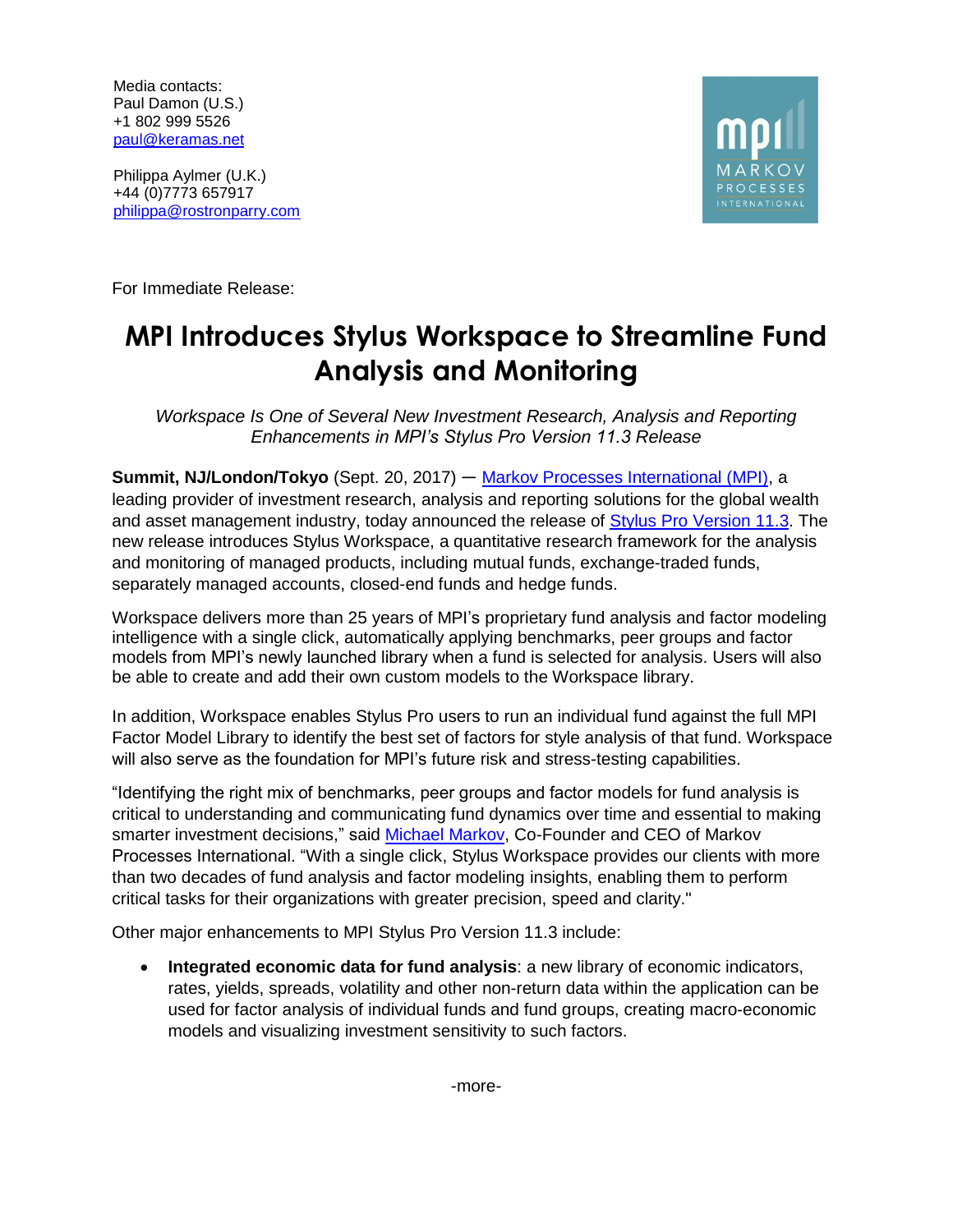Media contacts:
Paul Damon (U.S.)
+1 802 999 5526
paul@keramas.net

Philippa Aylmer (U.K.)
+44 (0)7773 657917
philippa@rostronparry.com

For Immediate Release:

# MPI Introduces Stylus Workspace to Streamline Fund Analysis and Monitoring

*Workspace Is One of Several New Investment Research, Analysis and Reporting Enhancements in MPI's Stylus Pro Version 11.3 Release*

**Summit, NJ/London/Tokyo** (Sept. 20, 2017) — Markov Processes International (MPI), a leading provider of investment research, analysis and reporting solutions for the global wealth and asset management industry, today announced the release of Stylus Pro Version 11.3. The new release introduces Stylus Workspace, a quantitative research framework for the analysis and monitoring of managed products, including mutual funds, exchange-traded funds, separately managed accounts, closed-end funds and hedge funds.

Workspace delivers more than 25 years of MPI's proprietary fund analysis and factor modeling intelligence with a single click, automatically applying benchmarks, peer groups and factor models from MPI's newly launched library when a fund is selected for analysis. Users will also be able to create and add their own custom models to the Workspace library.

In addition, Workspace enables Stylus Pro users to run an individual fund against the full MPI Factor Model Library to identify the best set of factors for style analysis of that fund. Workspace will also serve as the foundation for MPI's future risk and stress-testing capabilities.

"Identifying the right mix of benchmarks, peer groups and factor models for fund analysis is critical to understanding and communicating fund dynamics over time and essential to making smarter investment decisions," said Michael Markov, Co-Founder and CEO of Markov Processes International. "With a single click, Stylus Workspace provides our clients with more than two decades of fund analysis and factor modeling insights, enabling them to perform critical tasks for their organizations with greater precision, speed and clarity."

Other major enhancements to MPI Stylus Pro Version 11.3 include:

- **Integrated economic data for fund analysis**: a new library of economic indicators, rates, yields, spreads, volatility and other non-return data within the application can be used for factor analysis of individual funds and fund groups, creating macro-economic models and visualizing investment sensitivity to such factors.

-more-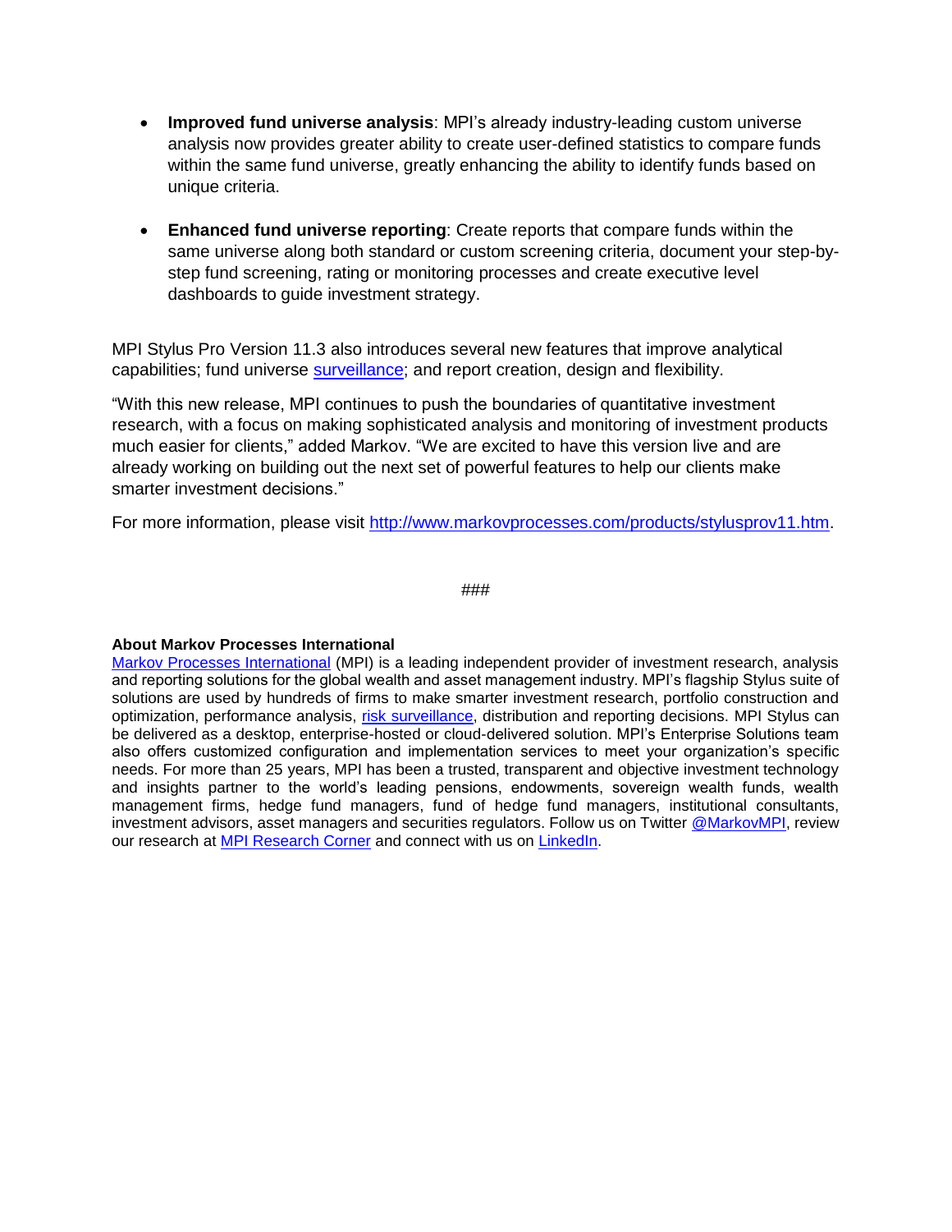- **Improved fund universe analysis**: MPI's already industry-leading custom universe analysis now provides greater ability to create user-defined statistics to compare funds within the same fund universe, greatly enhancing the ability to identify funds based on unique criteria.

- **Enhanced fund universe reporting**: Create reports that compare funds within the same universe along both standard or custom screening criteria, document your step-by-step fund screening, rating or monitoring processes and create executive level dashboards to guide investment strategy.

MPI Stylus Pro Version 11.3 also introduces several new features that improve analytical capabilities; fund universe surveillance; and report creation, design and flexibility.

"With this new release, MPI continues to push the boundaries of quantitative investment research, with a focus on making sophisticated analysis and monitoring of investment products much easier for clients," added Markov. "We are excited to have this version live and are already working on building out the next set of powerful features to help our clients make smarter investment decisions."

For more information, please visit http://www.markovprocesses.com/products/stylusprov11.htm.

###

**About Markov Processes International**

Markov Processes International (MPI) is a leading independent provider of investment research, analysis and reporting solutions for the global wealth and asset management industry. MPI's flagship Stylus suite of solutions are used by hundreds of firms to make smarter investment research, portfolio construction and optimization, performance analysis, risk surveillance, distribution and reporting decisions. MPI Stylus can be delivered as a desktop, enterprise-hosted or cloud-delivered solution. MPI's Enterprise Solutions team also offers customized configuration and implementation services to meet your organization's specific needs. For more than 25 years, MPI has been a trusted, transparent and objective investment technology and insights partner to the world's leading pensions, endowments, sovereign wealth funds, wealth management firms, hedge fund managers, fund of hedge fund managers, institutional consultants, investment advisors, asset managers and securities regulators. Follow us on Twitter @MarkovMPI, review our research at MPI Research Corner and connect with us on LinkedIn.